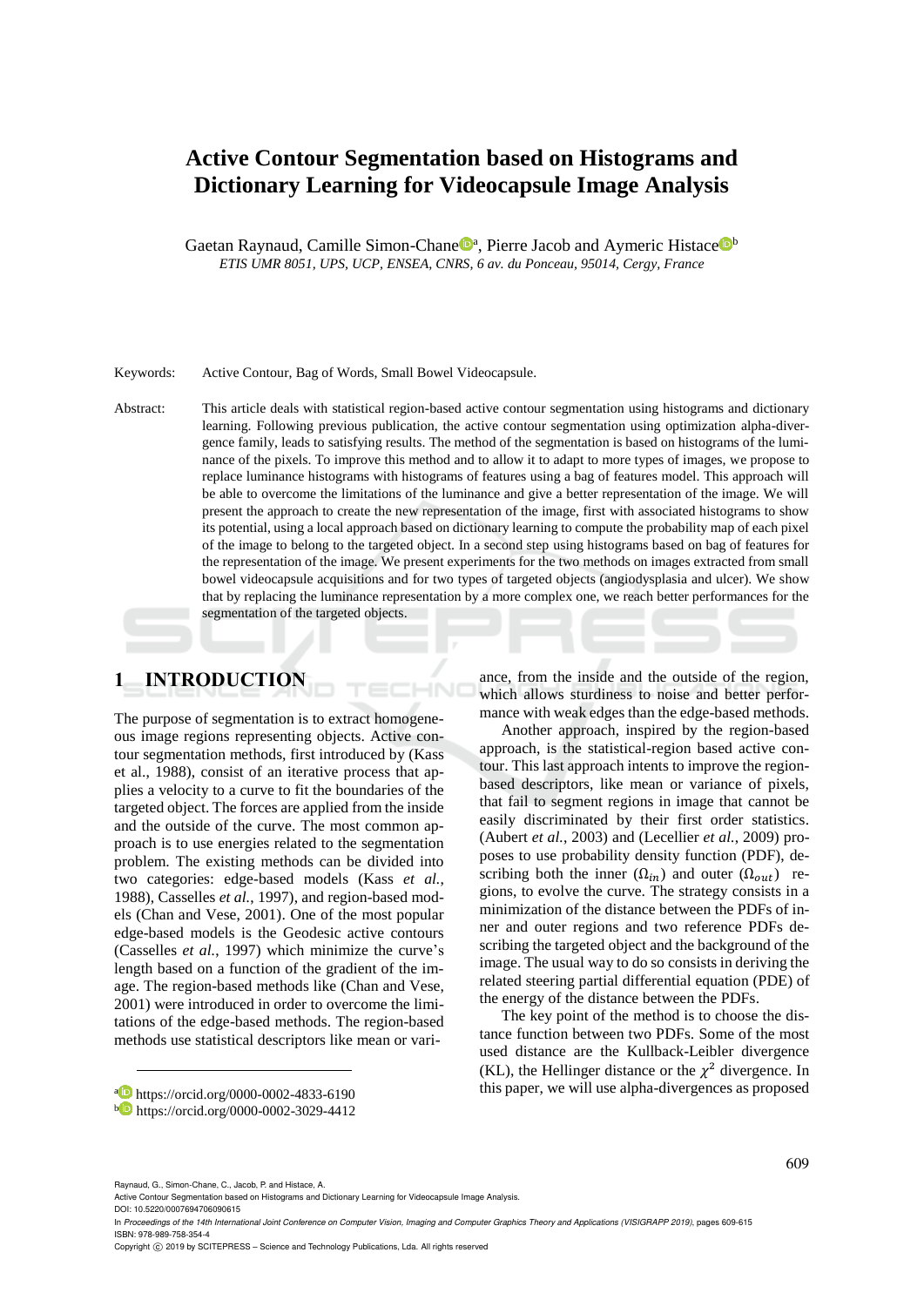# Active Contour Segmentation based on Histograms and Dictionary Learning for Videocapsule Image Analysis

Gaetan Raynaud, Camille Simon-Chane[a], Pierre Jacob and Aymeric Histace[b]

*ETIS UMR 8051, UPS, UCP, ENSEA, CNRS, 6 av. du Ponceau, 95014, Cergy, France*

Keywords: Active Contour, Bag of Words, Small Bowel Videocapsule.

Abstract: This article deals with statistical region-based active contour segmentation using histograms and dictionary learning. Following previous publication, the active contour segmentation using optimization alpha-divergence family, leads to satisfying results. The method of the segmentation is based on histograms of the luminance of the pixels. To improve this method and to allow it to adapt to more types of images, we propose to replace luminance histograms with histograms of features using a bag of features model. This approach will be able to overcome the limitations of the luminance and give a better representation of the image. We will present the approach to create the new representation of the image, first with associated histograms to show its potential, using a local approach based on dictionary learning to compute the probability map of each pixel of the image to belong to the targeted object. In a second step using histograms based on bag of features for the representation of the image. We present experiments for the two methods on images extracted from small bowel videocapsule acquisitions and for two types of targeted objects (angiodysplasia and ulcer). We show that by replacing the luminance representation by a more complex one, we reach better performances for the segmentation of the targeted objects.

## 1 INTRODUCTION

The purpose of segmentation is to extract homogeneous image regions representing objects. Active contour segmentation methods, first introduced by (Kass et al., 1988), consist of an iterative process that applies a velocity to a curve to fit the boundaries of the targeted object. The forces are applied from the inside and the outside of the curve. The most common approach is to use energies related to the segmentation problem. The existing methods can be divided into two categories: edge-based models (Kass *et al.*, 1988), Casselles *et al.*, 1997), and region-based models (Chan and Vese, 2001). One of the most popular edge-based models is the Geodesic active contours (Casselles *et al.*, 1997) which minimize the curve's length based on a function of the gradient of the image. The region-based methods like (Chan and Vese, 2001) were introduced in order to overcome the limitations of the edge-based methods. The region-based methods use statistical descriptors like mean or variance, from the inside and the outside of the region, which allows sturdiness to noise and better performance with weak edges than the edge-based methods.

Another approach, inspired by the region-based approach, is the statistical-region based active contour. This last approach intents to improve the region-based descriptors, like mean or variance of pixels, that fail to segment regions in image that cannot be easily discriminated by their first order statistics. (Aubert *et al.*, 2003) and (Lecellier *et al.*, 2009) proposes to use probability density function (PDF), describing both the inner ($\Omega_{in}$) and outer ($\Omega_{out}$) regions, to evolve the curve. The strategy consists in a minimization of the distance between the PDFs of inner and outer regions and two reference PDFs describing the targeted object and the background of the image. The usual way to do so consists in deriving the related steering partial differential equation (PDE) of the energy of the distance between the PDFs.

The key point of the method is to choose the distance function between two PDFs. Some of the most used distance are the Kullback-Leibler divergence (KL), the Hellinger distance or the $\chi^2$ divergence. In this paper, we will use alpha-divergences as proposed

---

[a] https://orcid.org/0000-0002-4833-6190
[b] https://orcid.org/0000-0002-3029-4412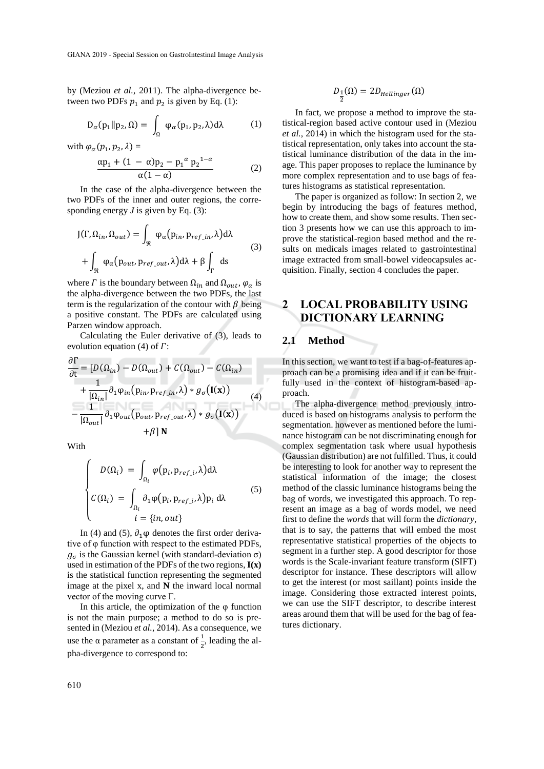by (Meziou *et al.*, 2011). The alpha-divergence between two PDFs $p_1$ and $p_2$ is given by Eq. (1):

$$D_\alpha(p_1 \| p_2, \Omega) = \int_\Omega \varphi_\alpha(p_1, p_2, \lambda) d\lambda \tag{1}$$

with $\varphi_\alpha(p_1, p_2, \lambda) =$

$$\frac{\alpha p_1 + (1 - \alpha) p_2 - {p_1}^{\alpha} {p_2}^{1-\alpha}}{\alpha(1-\alpha)} \tag{2}$$

In the case of the alpha-divergence between the two PDFs of the inner and outer regions, the corresponding energy *J* is given by Eq. (3):

$$\begin{aligned} J(\Gamma, \Omega_{in}, \Omega_{out}) &= \int_{\Re} \varphi_\alpha(p_{in}, p_{ref\_in}, \lambda) d\lambda \\ &+ \int_{\Re} \varphi_\alpha(p_{out}, p_{ref\_out}, \lambda) d\lambda + \beta \int_\Gamma ds \end{aligned} \tag{3}$$

where $\Gamma$ is the boundary between $\Omega_{in}$ and $\Omega_{out}$, $\varphi_\alpha$ is the alpha-divergence between the two PDFs, the last term is the regularization of the contour with $\beta$ being a positive constant. The PDFs are calculated using Parzen window approach.

Calculating the Euler derivative of (3), leads to evolution equation (4) of $\Gamma$:

$$\begin{aligned} \frac{\partial \Gamma}{\partial t} = [&D(\Omega_{in}) - D(\Omega_{out}) + C(\Omega_{out}) - C(\Omega_{in}) \\ &+ \frac{1}{|\Omega_{in}|} \partial_1 \varphi_{in}(p_{in}, p_{ref\_in}, \lambda) * g_\sigma(\mathbf{I}(\mathbf{x})) \\ &- \frac{1}{|\Omega_{out}|} \partial_1 \varphi_{out}(p_{out}, p_{ref\_out}, \lambda) * g_\sigma(\mathbf{I}(\mathbf{x})) \\ &+ \beta] \, \mathbf{N} \end{aligned} \tag{4}$$

With

$$\begin{cases} D(\Omega_i) = \int_{\Omega_i} \varphi(p_i, p_{ref\_i}, \lambda) d\lambda \\ C(\Omega_i) = \int_{\Omega_i} \partial_1 \varphi(p_i, p_{ref\_i}, \lambda) p_i \, d\lambda \\ \quad i = \{in, out\} \end{cases} \tag{5}$$

In (4) and (5), $\partial_1 \varphi$ denotes the first order derivative of φ function with respect to the estimated PDFs, $g_\sigma$ is the Gaussian kernel (with standard-deviation σ) used in estimation of the PDFs of the two regions, **I(x)** is the statistical function representing the segmented image at the pixel x, and **N** the inward local normal vector of the moving curve Γ.

In this article, the optimization of the φ function is not the main purpose; a method to do so is presented in (Meziou *et al.*, 2014). As a consequence, we use the α parameter as a constant of $\frac{1}{2}$, leading the alpha-divergence to correspond to:

$$D_{\frac{1}{2}}(\Omega) = 2 D_{Hellinger}(\Omega)$$

In fact, we propose a method to improve the statistical-region based active contour used in (Meziou *et al.*, 2014) in which the histogram used for the statistical representation, only takes into account the statistical luminance distribution of the data in the image. This paper proposes to replace the luminance by more complex representation and to use bags of features histograms as statistical representation.

The paper is organized as follow: In section 2, we begin by introducing the bags of features method, how to create them, and show some results. Then section 3 presents how we can use this approach to improve the statistical-region based method and the results on medicals images related to gastrointestinal image extracted from small-bowel videocapsules acquisition. Finally, section 4 concludes the paper.

# 2 LOCAL PROBABILITY USING DICTIONARY LEARNING

## 2.1 Method

In this section, we want to test if a bag-of-features approach can be a promising idea and if it can be fruitfully used in the context of histogram-based approach.

The alpha-divergence method previously introduced is based on histograms analysis to perform the segmentation. however as mentioned before the luminance histogram can be not discriminating enough for complex segmentation task where usual hypothesis (Gaussian distribution) are not fulfilled. Thus, it could be interesting to look for another way to represent the statistical information of the image; the closest method of the classic luminance histograms being the bag of words, we investigated this approach. To represent an image as a bag of words model, we need first to define the *words* that will form the *dictionary*, that is to say, the patterns that will embed the most representative statistical properties of the objects to segment in a further step. A good descriptor for those words is the Scale-invariant feature transform (SIFT) descriptor for instance. These descriptors will allow to get the interest (or most saillant) points inside the image. Considering those extracted interest points, we can use the SIFT descriptor, to describe interest areas around them that will be used for the bag of features dictionary.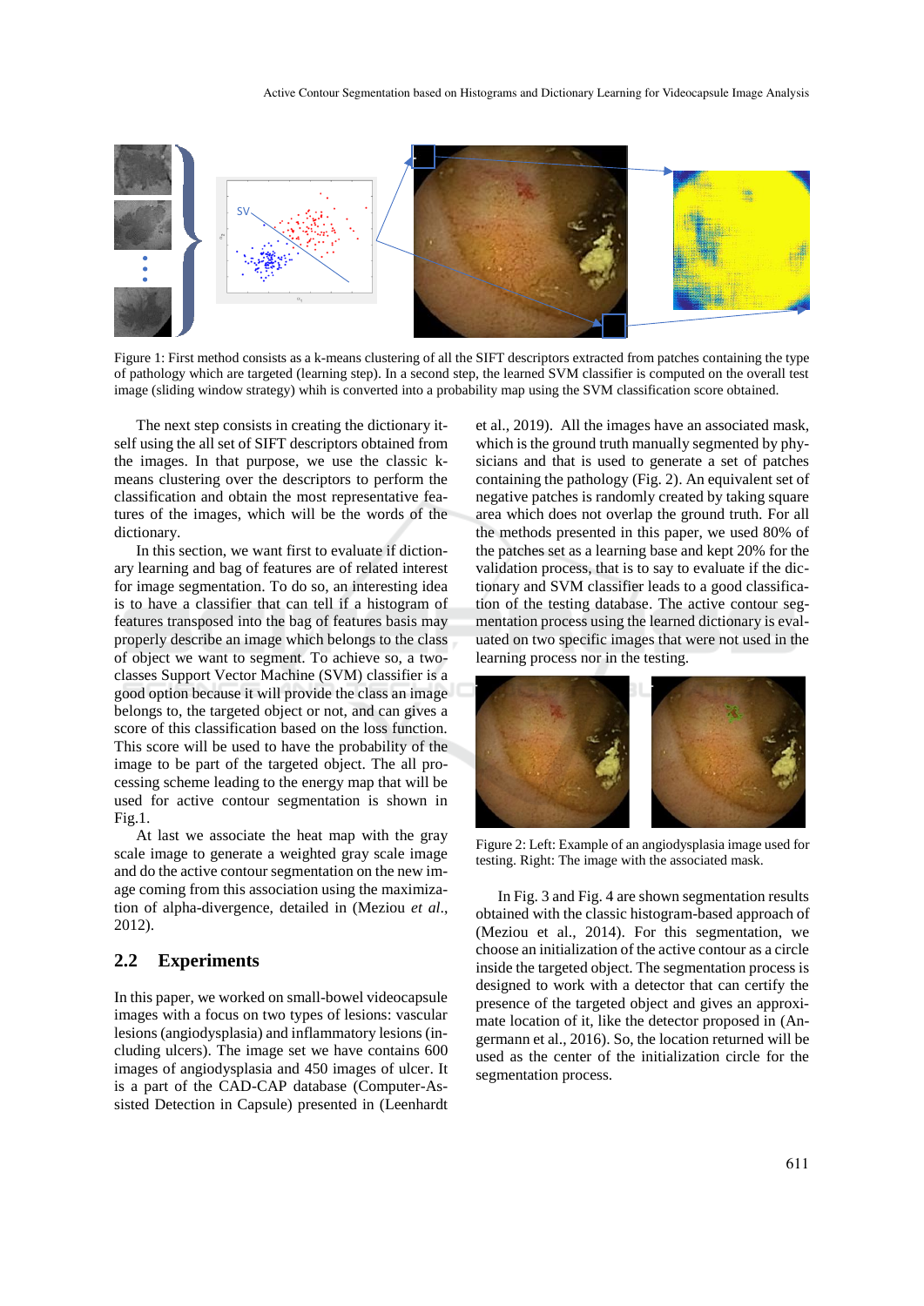Figure 1: First method consists as a k-means clustering of all the SIFT descriptors extracted from patches containing the type of pathology which are targeted (learning step). In a second step, the learned SVM classifier is computed on the overall test image (sliding window strategy) whih is converted into a probability map using the SVM classification score obtained.

The next step consists in creating the dictionary itself using the all set of SIFT descriptors obtained from the images. In that purpose, we use the classic k-means clustering over the descriptors to perform the classification and obtain the most representative features of the images, which will be the words of the dictionary.

In this section, we want first to evaluate if dictionary learning and bag of features are of related interest for image segmentation. To do so, an interesting idea is to have a classifier that can tell if a histogram of features transposed into the bag of features basis may properly describe an image which belongs to the class of object we want to segment. To achieve so, a two-classes Support Vector Machine (SVM) classifier is a good option because it will provide the class an image belongs to, the targeted object or not, and can gives a score of this classification based on the loss function. This score will be used to have the probability of the image to be part of the targeted object. The all processing scheme leading to the energy map that will be used for active contour segmentation is shown in Fig.1.

At last we associate the heat map with the gray scale image to generate a weighted gray scale image and do the active contour segmentation on the new image coming from this association using the maximization of alpha-divergence, detailed in (Meziou *et al.*, 2012).

## 2.2 Experiments

In this paper, we worked on small-bowel videocapsule images with a focus on two types of lesions: vascular lesions (angiodysplasia) and inflammatory lesions (including ulcers). The image set we have contains 600 images of angiodysplasia and 450 images of ulcer. It is a part of the CAD-CAP database (Computer-Assisted Detection in Capsule) presented in (Leenhardt et al., 2019). All the images have an associated mask, which is the ground truth manually segmented by physicians and that is used to generate a set of patches containing the pathology (Fig. 2). An equivalent set of negative patches is randomly created by taking square area which does not overlap the ground truth. For all the methods presented in this paper, we used 80% of the patches set as a learning base and kept 20% for the validation process, that is to say to evaluate if the dictionary and SVM classifier leads to a good classification of the testing database. The active contour segmentation process using the learned dictionary is evaluated on two specific images that were not used in the learning process nor in the testing.

Figure 2: Left: Example of an angiodysplasia image used for testing. Right: The image with the associated mask.

In Fig. 3 and Fig. 4 are shown segmentation results obtained with the classic histogram-based approach of (Meziou et al., 2014). For this segmentation, we choose an initialization of the active contour as a circle inside the targeted object. The segmentation process is designed to work with a detector that can certify the presence of the targeted object and gives an approximate location of it, like the detector proposed in (Angermann et al., 2016). So, the location returned will be used as the center of the initialization circle for the segmentation process.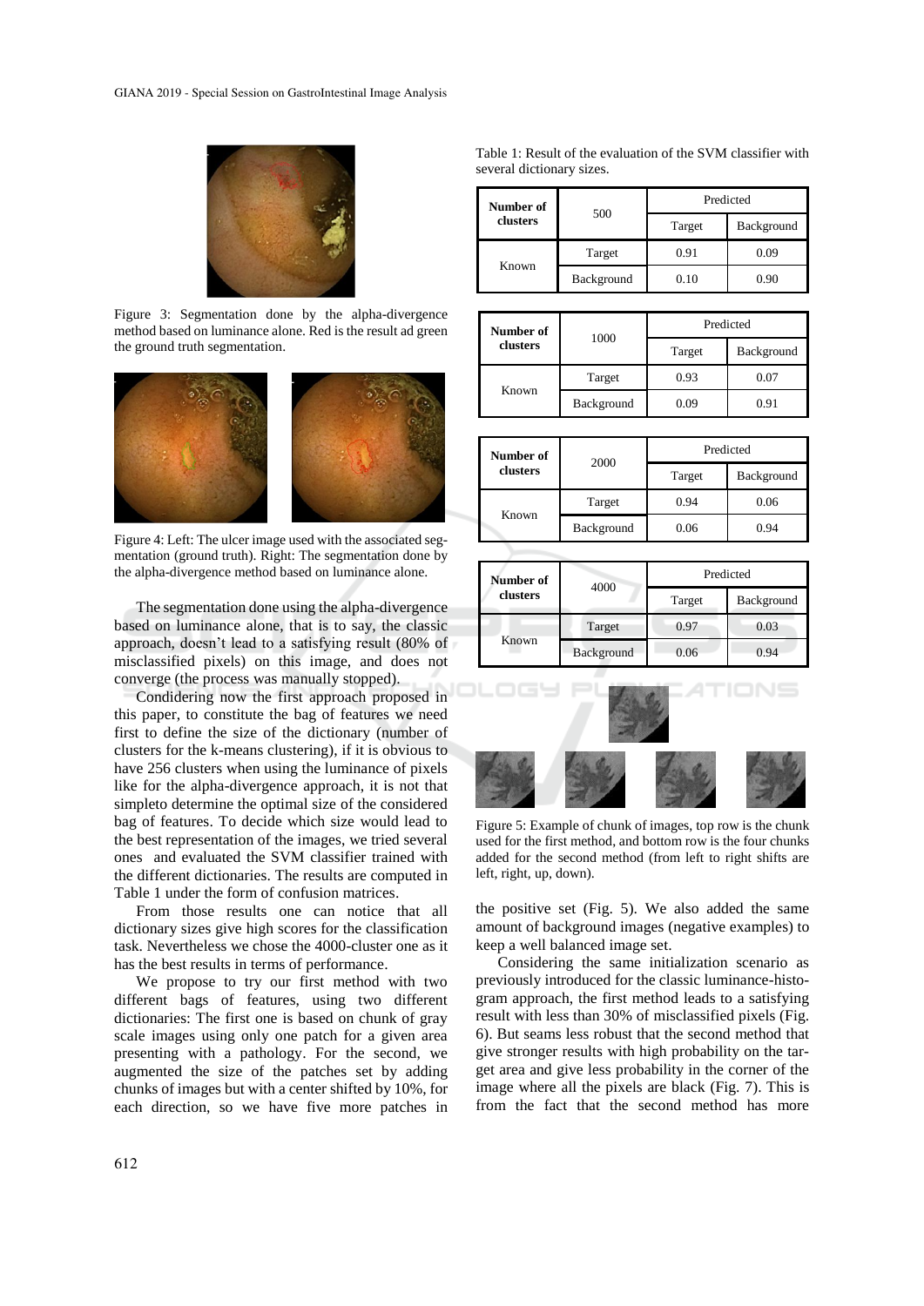Figure 3: Segmentation done by the alpha-divergence method based on luminance alone. Red is the result ad green the ground truth segmentation.

Figure 4: Left: The ulcer image used with the associated segmentation (ground truth). Right: The segmentation done by the alpha-divergence method based on luminance alone.

The segmentation done using the alpha-divergence based on luminance alone, that is to say, the classic approach, doesn't lead to a satisfying result (80% of misclassified pixels) on this image, and does not converge (the process was manually stopped).

Condidering now the first approach proposed in this paper, to constitute the bag of features we need first to define the size of the dictionary (number of clusters for the k-means clustering), if it is obvious to have 256 clusters when using the luminance of pixels like for the alpha-divergence approach, it is not that simpleto determine the optimal size of the considered bag of features. To decide which size would lead to the best representation of the images, we tried several ones and evaluated the SVM classifier trained with the different dictionaries. The results are computed in Table 1 under the form of confusion matrices.

From those results one can notice that all dictionary sizes give high scores for the classification task. Nevertheless we chose the 4000-cluster one as it has the best results in terms of performance.

We propose to try our first method with two different bags of features, using two different dictionaries: The first one is based on chunk of gray scale images using only one patch for a given area presenting with a pathology. For the second, we augmented the size of the patches set by adding chunks of images but with a center shifted by 10%, for each direction, so we have five more patches in the positive set (Fig. 5). We also added the same amount of background images (negative examples) to keep a well balanced image set.

Table 1: Result of the evaluation of the SVM classifier with several dictionary sizes.

| **Number of clusters** | 500 | Predicted | |
|---|---|---|---|
| | | Target | Background |
| Known | Target | 0.91 | 0.09 |
| | Background | 0.10 | 0.90 |

| **Number of clusters** | 1000 | Predicted | |
|---|---|---|---|
| | | Target | Background |
| Known | Target | 0.93 | 0.07 |
| | Background | 0.09 | 0.91 |

| **Number of clusters** | 2000 | Predicted | |
|---|---|---|---|
| | | Target | Background |
| Known | Target | 0.94 | 0.06 |
| | Background | 0.06 | 0.94 |

| **Number of clusters** | 4000 | Predicted | |
|---|---|---|---|
| | | Target | Background |
| Known | Target | 0.97 | 0.03 |
| | Background | 0.06 | 0.94 |

Figure 5: Example of chunk of images, top row is the chunk used for the first method, and bottom row is the four chunks added for the second method (from left to right shifts are left, right, up, down).

Considering the same initialization scenario as previously introduced for the classic luminance-histogram approach, the first method leads to a satisfying result with less than 30% of misclassified pixels (Fig. 6). But seams less robust that the second method that give stronger results with high probability on the target area and give less probability in the corner of the image where all the pixels are black (Fig. 7). This is from the fact that the second method has more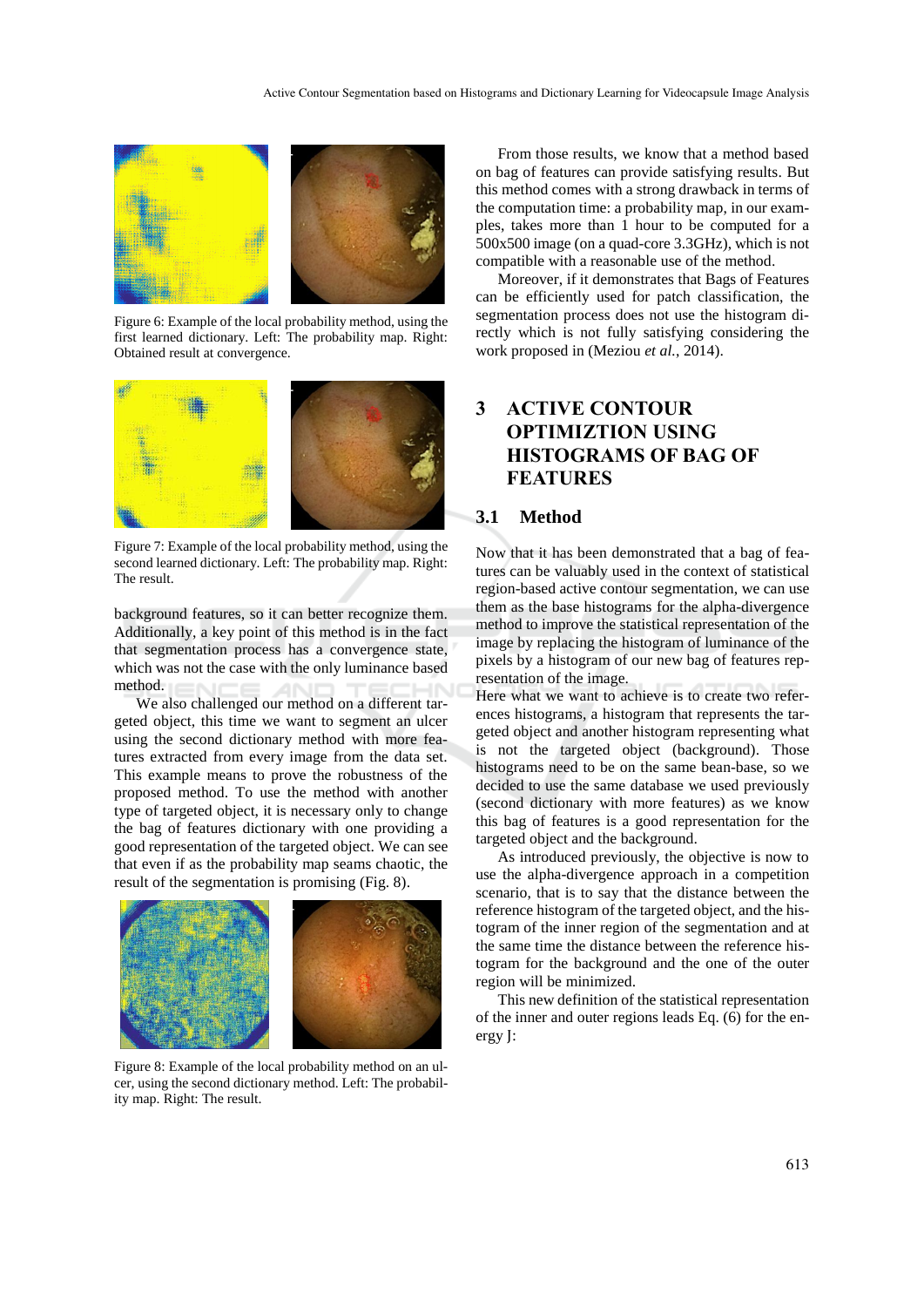Figure 6: Example of the local probability method, using the first learned dictionary. Left: The probability map. Right: Obtained result at convergence.

Figure 7: Example of the local probability method, using the second learned dictionary. Left: The probability map. Right: The result.

background features, so it can better recognize them. Additionally, a key point of this method is in the fact that segmentation process has a convergence state, which was not the case with the only luminance based method.

We also challenged our method on a different targeted object, this time we want to segment an ulcer using the second dictionary method with more features extracted from every image from the data set. This example means to prove the robustness of the proposed method. To use the method with another type of targeted object, it is necessary only to change the bag of features dictionary with one providing a good representation of the targeted object. We can see that even if as the probability map seams chaotic, the result of the segmentation is promising (Fig. 8).

Figure 8: Example of the local probability method on an ulcer, using the second dictionary method. Left: The probability map. Right: The result.

From those results, we know that a method based on bag of features can provide satisfying results. But this method comes with a strong drawback in terms of the computation time: a probability map, in our examples, takes more than 1 hour to be computed for a 500x500 image (on a quad-core 3.3GHz), which is not compatible with a reasonable use of the method.

Moreover, if it demonstrates that Bags of Features can be efficiently used for patch classification, the segmentation process does not use the histogram directly which is not fully satisfying considering the work proposed in (Meziou *et al.*, 2014).

# 3 ACTIVE CONTOUR OPTIMIZTION USING HISTOGRAMS OF BAG OF FEATURES

## 3.1 Method

Now that it has been demonstrated that a bag of features can be valuably used in the context of statistical region-based active contour segmentation, we can use them as the base histograms for the alpha-divergence method to improve the statistical representation of the image by replacing the histogram of luminance of the pixels by a histogram of our new bag of features representation of the image.

Here what we want to achieve is to create two references histograms, a histogram that represents the targeted object and another histogram representing what is not the targeted object (background). Those histograms need to be on the same bean-base, so we decided to use the same database we used previously (second dictionary with more features) as we know this bag of features is a good representation for the targeted object and the background.

As introduced previously, the objective is now to use the alpha-divergence approach in a competition scenario, that is to say that the distance between the reference histogram of the targeted object, and the histogram of the inner region of the segmentation and at the same time the distance between the reference histogram for the background and the one of the outer region will be minimized.

This new definition of the statistical representation of the inner and outer regions leads Eq. (6) for the energy J: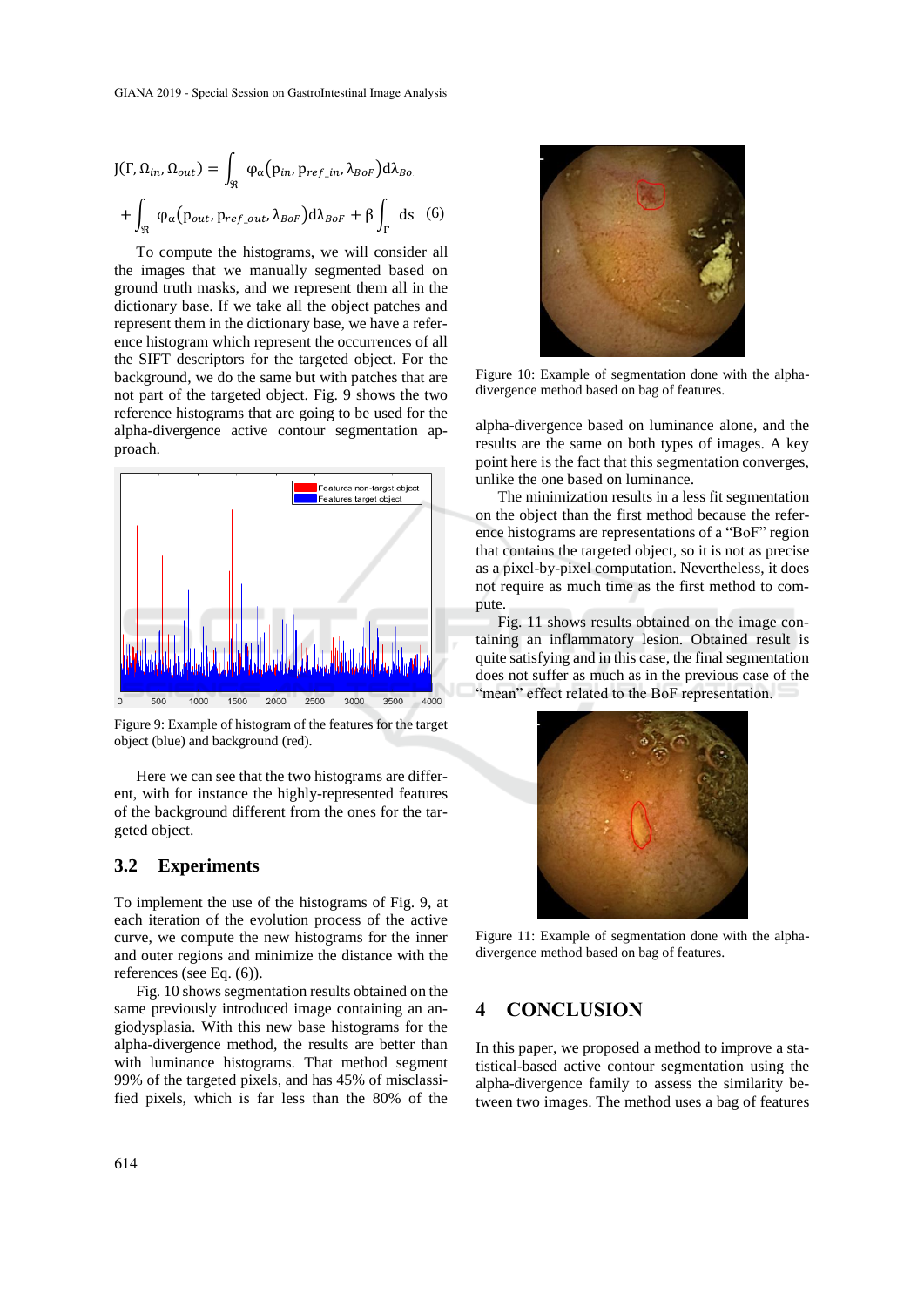$$J(\Gamma, \Omega_{in}, \Omega_{out}) = \int_{\Re} \varphi_\alpha(p_{in}, p_{ref\_in}, \lambda_{BoF}) d\lambda_{Bo}$$

$$+ \int_{\Re} \varphi_\alpha(p_{out}, p_{ref\_out}, \lambda_{BoF}) d\lambda_{BoF} + \beta \int_{\Gamma} ds \quad (6)$$

To compute the histograms, we will consider all the images that we manually segmented based on ground truth masks, and we represent them all in the dictionary base. If we take all the object patches and represent them in the dictionary base, we have a reference histogram which represent the occurrences of all the SIFT descriptors for the targeted object. For the background, we do the same but with patches that are not part of the targeted object. Fig. 9 shows the two reference histograms that are going to be used for the alpha-divergence active contour segmentation approach.

Figure 9: Example of histogram of the features for the target object (blue) and background (red).

Here we can see that the two histograms are different, with for instance the highly-represented features of the background different from the ones for the targeted object.

## 3.2 Experiments

To implement the use of the histograms of Fig. 9, at each iteration of the evolution process of the active curve, we compute the new histograms for the inner and outer regions and minimize the distance with the references (see Eq. (6)).

Fig. 10 shows segmentation results obtained on the same previously introduced image containing an angiodysplasia. With this new base histograms for the alpha-divergence method, the results are better than with luminance histograms. That method segment 99% of the targeted pixels, and has 45% of misclassified pixels, which is far less than the 80% of the alpha-divergence based on luminance alone, and the results are the same on both types of images. A key point here is the fact that this segmentation converges, unlike the one based on luminance.

Figure 10: Example of segmentation done with the alpha-divergence method based on bag of features.

The minimization results in a less fit segmentation on the object than the first method because the reference histograms are representations of a "BoF" region that contains the targeted object, so it is not as precise as a pixel-by-pixel computation. Nevertheless, it does not require as much time as the first method to compute.

Fig. 11 shows results obtained on the image containing an inflammatory lesion. Obtained result is quite satisfying and in this case, the final segmentation does not suffer as much as in the previous case of the "mean" effect related to the BoF representation.

Figure 11: Example of segmentation done with the alpha-divergence method based on bag of features.

# 4 CONCLUSION

In this paper, we proposed a method to improve a statistical-based active contour segmentation using the alpha-divergence family to assess the similarity between two images. The method uses a bag of features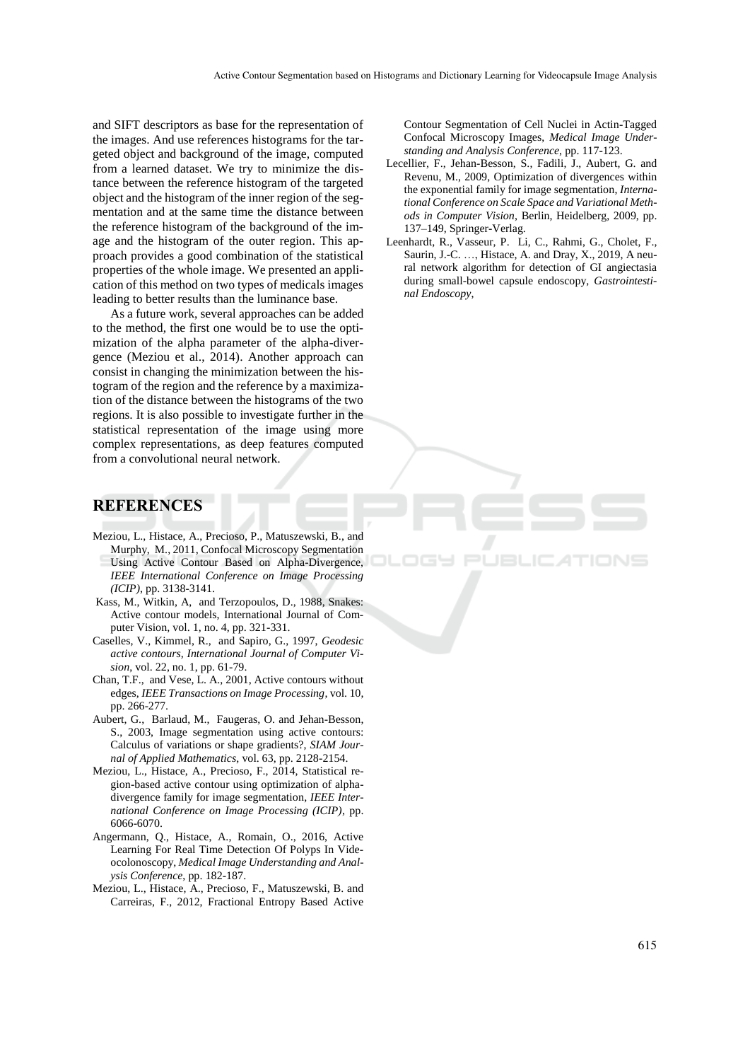and SIFT descriptors as base for the representation of the images. And use references histograms for the targeted object and background of the image, computed from a learned dataset. We try to minimize the distance between the reference histogram of the targeted object and the histogram of the inner region of the segmentation and at the same time the distance between the reference histogram of the background of the image and the histogram of the outer region. This approach provides a good combination of the statistical properties of the whole image. We presented an application of this method on two types of medicals images leading to better results than the luminance base.

As a future work, several approaches can be added to the method, the first one would be to use the optimization of the alpha parameter of the alpha-divergence (Meziou et al., 2014). Another approach can consist in changing the minimization between the histogram of the region and the reference by a maximization of the distance between the histograms of the two regions. It is also possible to investigate further in the statistical representation of the image using more complex representations, as deep features computed from a convolutional neural network.

## REFERENCES

Meziou, L., Histace, A., Precioso, P., Matuszewski, B., and Murphy, M., 2011, Confocal Microscopy Segmentation Using Active Contour Based on Alpha-Divergence, *IEEE International Conference on Image Processing (ICIP)*, pp. 3138-3141.

Kass, M., Witkin, A, and Terzopoulos, D., 1988, Snakes: Active contour models, International Journal of Computer Vision, vol. 1, no. 4, pp. 321-331.

Caselles, V., Kimmel, R., and Sapiro, G., 1997, *Geodesic active contours, International Journal of Computer Vision*, vol. 22, no. 1, pp. 61-79.

Chan, T.F., and Vese, L. A., 2001, Active contours without edges, *IEEE Transactions on Image Processing*, vol. 10, pp. 266-277.

Aubert, G., Barlaud, M., Faugeras, O. and Jehan-Besson, S., 2003, Image segmentation using active contours: Calculus of variations or shape gradients?, *SIAM Journal of Applied Mathematics*, vol. 63, pp. 2128-2154.

Meziou, L., Histace, A., Precioso, F., 2014, Statistical region-based active contour using optimization of alpha-divergence family for image segmentation, *IEEE International Conference on Image Processing (ICIP)*, pp. 6066-6070.

Angermann, Q., Histace, A., Romain, O., 2016, Active Learning For Real Time Detection Of Polyps In Videocolonoscopy, *Medical Image Understanding and Analysis Conference*, pp. 182-187.

Meziou, L., Histace, A., Precioso, F., Matuszewski, B. and Carreiras, F., 2012, Fractional Entropy Based Active Contour Segmentation of Cell Nuclei in Actin-Tagged Confocal Microscopy Images, *Medical Image Understanding and Analysis Conference*, pp. 117-123.

Lecellier, F., Jehan-Besson, S., Fadili, J., Aubert, G. and Revenu, M., 2009, Optimization of divergences within the exponential family for image segmentation, *International Conference on Scale Space and Variational Methods in Computer Vision*, Berlin, Heidelberg, 2009, pp. 137–149, Springer-Verlag.

Leenhardt, R., Vasseur, P. Li, C., Rahmi, G., Cholet, F., Saurin, J.-C. …, Histace, A. and Dray, X., 2019, A neural network algorithm for detection of GI angiectasia during small-bowel capsule endoscopy, *Gastrointestinal Endoscopy*,